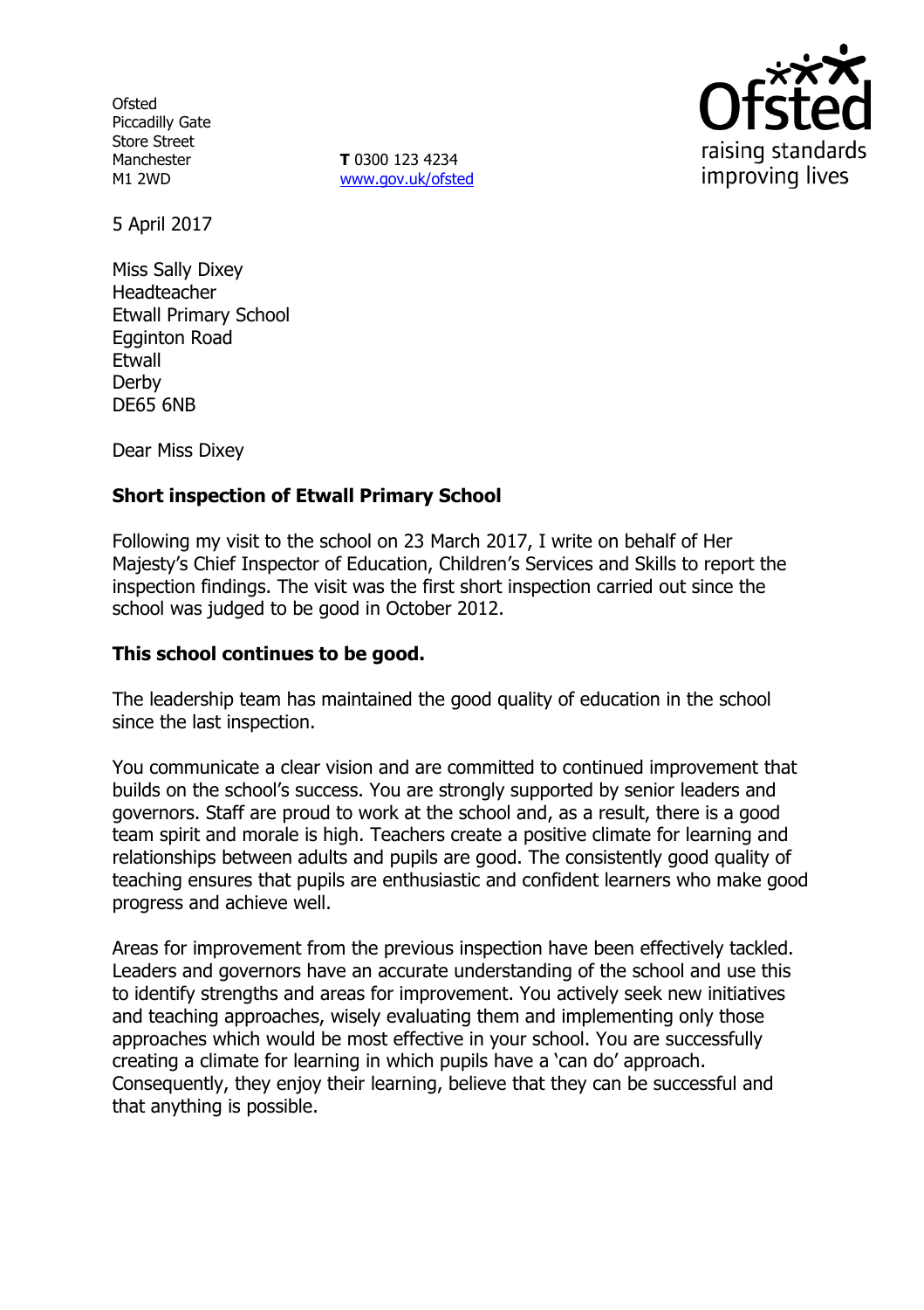Ofsted
Piccadilly Gate
Store Street
Manchester
M1 2WD

**T** 0300 123 4234
www.gov.uk/ofsted

5 April 2017

Miss Sally Dixey
Headteacher
Etwall Primary School
Egginton Road
Etwall
Derby
DE65 6NB

Dear Miss Dixey

**Short inspection of Etwall Primary School**

Following my visit to the school on 23 March 2017, I write on behalf of Her Majesty's Chief Inspector of Education, Children's Services and Skills to report the inspection findings. The visit was the first short inspection carried out since the school was judged to be good in October 2012.

**This school continues to be good.**

The leadership team has maintained the good quality of education in the school since the last inspection.

You communicate a clear vision and are committed to continued improvement that builds on the school's success. You are strongly supported by senior leaders and governors. Staff are proud to work at the school and, as a result, there is a good team spirit and morale is high. Teachers create a positive climate for learning and relationships between adults and pupils are good. The consistently good quality of teaching ensures that pupils are enthusiastic and confident learners who make good progress and achieve well.

Areas for improvement from the previous inspection have been effectively tackled. Leaders and governors have an accurate understanding of the school and use this to identify strengths and areas for improvement. You actively seek new initiatives and teaching approaches, wisely evaluating them and implementing only those approaches which would be most effective in your school. You are successfully creating a climate for learning in which pupils have a 'can do' approach. Consequently, they enjoy their learning, believe that they can be successful and that anything is possible.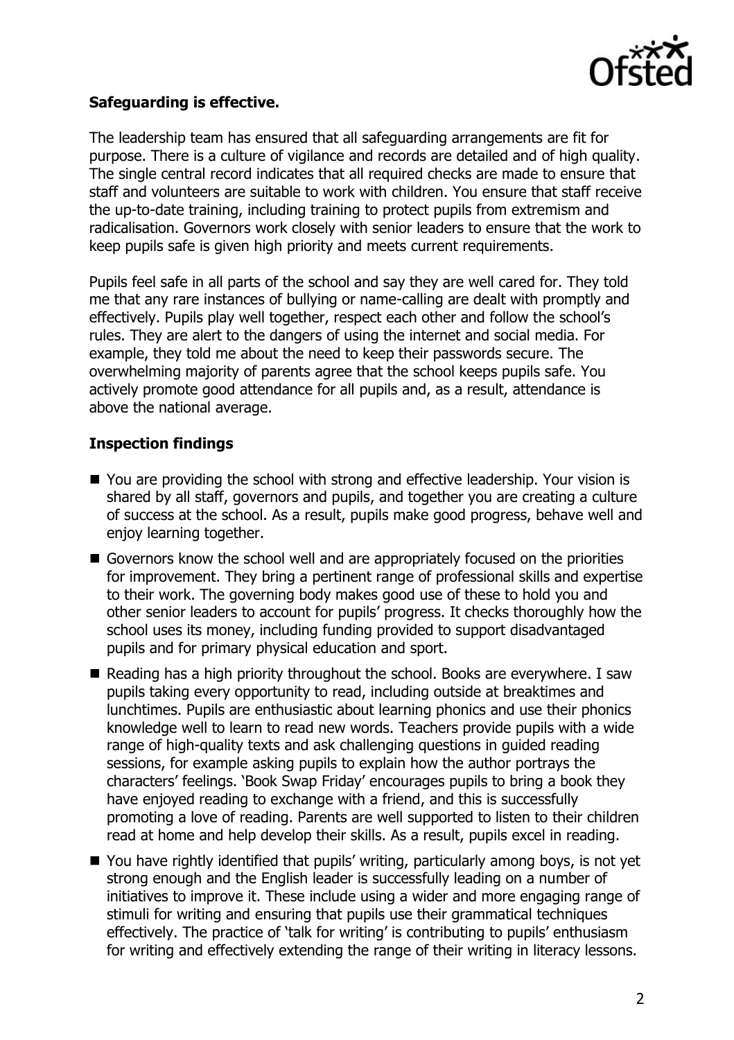**Safeguarding is effective.**

The leadership team has ensured that all safeguarding arrangements are fit for purpose. There is a culture of vigilance and records are detailed and of high quality. The single central record indicates that all required checks are made to ensure that staff and volunteers are suitable to work with children. You ensure that staff receive the up-to-date training, including training to protect pupils from extremism and radicalisation. Governors work closely with senior leaders to ensure that the work to keep pupils safe is given high priority and meets current requirements.

Pupils feel safe in all parts of the school and say they are well cared for. They told me that any rare instances of bullying or name-calling are dealt with promptly and effectively. Pupils play well together, respect each other and follow the school's rules. They are alert to the dangers of using the internet and social media. For example, they told me about the need to keep their passwords secure. The overwhelming majority of parents agree that the school keeps pupils safe. You actively promote good attendance for all pupils and, as a result, attendance is above the national average.

**Inspection findings**

- You are providing the school with strong and effective leadership. Your vision is shared by all staff, governors and pupils, and together you are creating a culture of success at the school. As a result, pupils make good progress, behave well and enjoy learning together.
- Governors know the school well and are appropriately focused on the priorities for improvement. They bring a pertinent range of professional skills and expertise to their work. The governing body makes good use of these to hold you and other senior leaders to account for pupils' progress. It checks thoroughly how the school uses its money, including funding provided to support disadvantaged pupils and for primary physical education and sport.
- Reading has a high priority throughout the school. Books are everywhere. I saw pupils taking every opportunity to read, including outside at breaktimes and lunchtimes. Pupils are enthusiastic about learning phonics and use their phonics knowledge well to learn to read new words. Teachers provide pupils with a wide range of high-quality texts and ask challenging questions in guided reading sessions, for example asking pupils to explain how the author portrays the characters' feelings. 'Book Swap Friday' encourages pupils to bring a book they have enjoyed reading to exchange with a friend, and this is successfully promoting a love of reading. Parents are well supported to listen to their children read at home and help develop their skills. As a result, pupils excel in reading.
- You have rightly identified that pupils' writing, particularly among boys, is not yet strong enough and the English leader is successfully leading on a number of initiatives to improve it. These include using a wider and more engaging range of stimuli for writing and ensuring that pupils use their grammatical techniques effectively. The practice of 'talk for writing' is contributing to pupils' enthusiasm for writing and effectively extending the range of their writing in literacy lessons.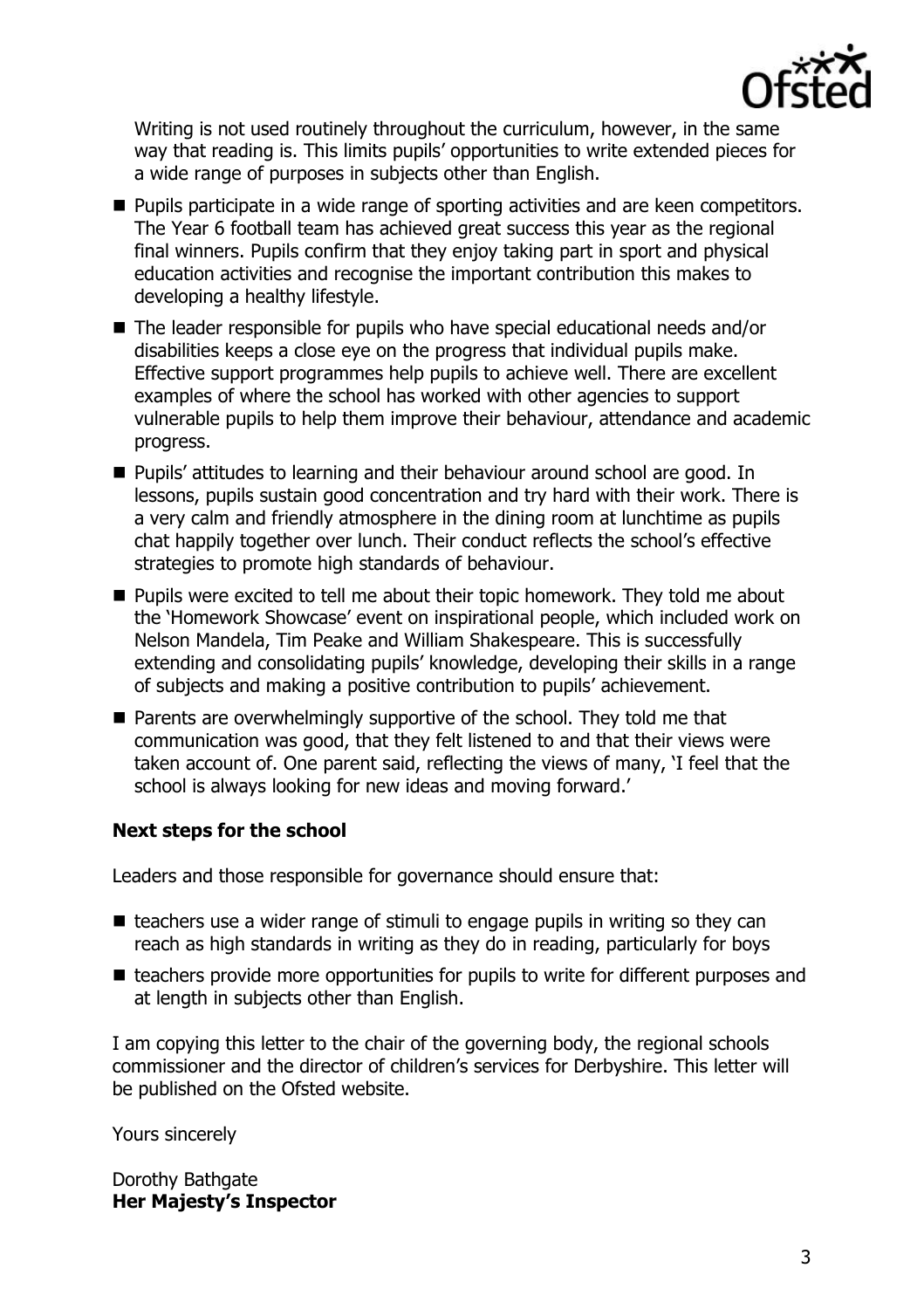Writing is not used routinely throughout the curriculum, however, in the same way that reading is. This limits pupils' opportunities to write extended pieces for a wide range of purposes in subjects other than English.

- Pupils participate in a wide range of sporting activities and are keen competitors. The Year 6 football team has achieved great success this year as the regional final winners. Pupils confirm that they enjoy taking part in sport and physical education activities and recognise the important contribution this makes to developing a healthy lifestyle.
- The leader responsible for pupils who have special educational needs and/or disabilities keeps a close eye on the progress that individual pupils make. Effective support programmes help pupils to achieve well. There are excellent examples of where the school has worked with other agencies to support vulnerable pupils to help them improve their behaviour, attendance and academic progress.
- Pupils' attitudes to learning and their behaviour around school are good. In lessons, pupils sustain good concentration and try hard with their work. There is a very calm and friendly atmosphere in the dining room at lunchtime as pupils chat happily together over lunch. Their conduct reflects the school's effective strategies to promote high standards of behaviour.
- Pupils were excited to tell me about their topic homework. They told me about the 'Homework Showcase' event on inspirational people, which included work on Nelson Mandela, Tim Peake and William Shakespeare. This is successfully extending and consolidating pupils' knowledge, developing their skills in a range of subjects and making a positive contribution to pupils' achievement.
- Parents are overwhelmingly supportive of the school. They told me that communication was good, that they felt listened to and that their views were taken account of. One parent said, reflecting the views of many, 'I feel that the school is always looking for new ideas and moving forward.'

## Next steps for the school

Leaders and those responsible for governance should ensure that:

- teachers use a wider range of stimuli to engage pupils in writing so they can reach as high standards in writing as they do in reading, particularly for boys
- teachers provide more opportunities for pupils to write for different purposes and at length in subjects other than English.

I am copying this letter to the chair of the governing body, the regional schools commissioner and the director of children's services for Derbyshire. This letter will be published on the Ofsted website.

Yours sincerely

Dorothy Bathgate
**Her Majesty's Inspector**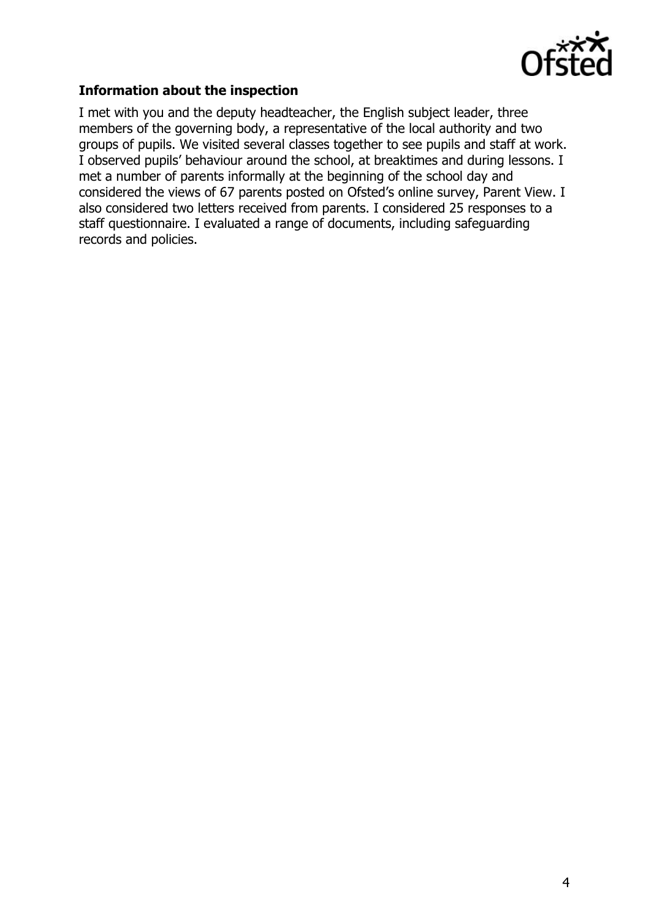### Information about the inspection

I met with you and the deputy headteacher, the English subject leader, three members of the governing body, a representative of the local authority and two groups of pupils. We visited several classes together to see pupils and staff at work. I observed pupils' behaviour around the school, at breaktimes and during lessons. I met a number of parents informally at the beginning of the school day and considered the views of 67 parents posted on Ofsted's online survey, Parent View. I also considered two letters received from parents. I considered 25 responses to a staff questionnaire. I evaluated a range of documents, including safeguarding records and policies.